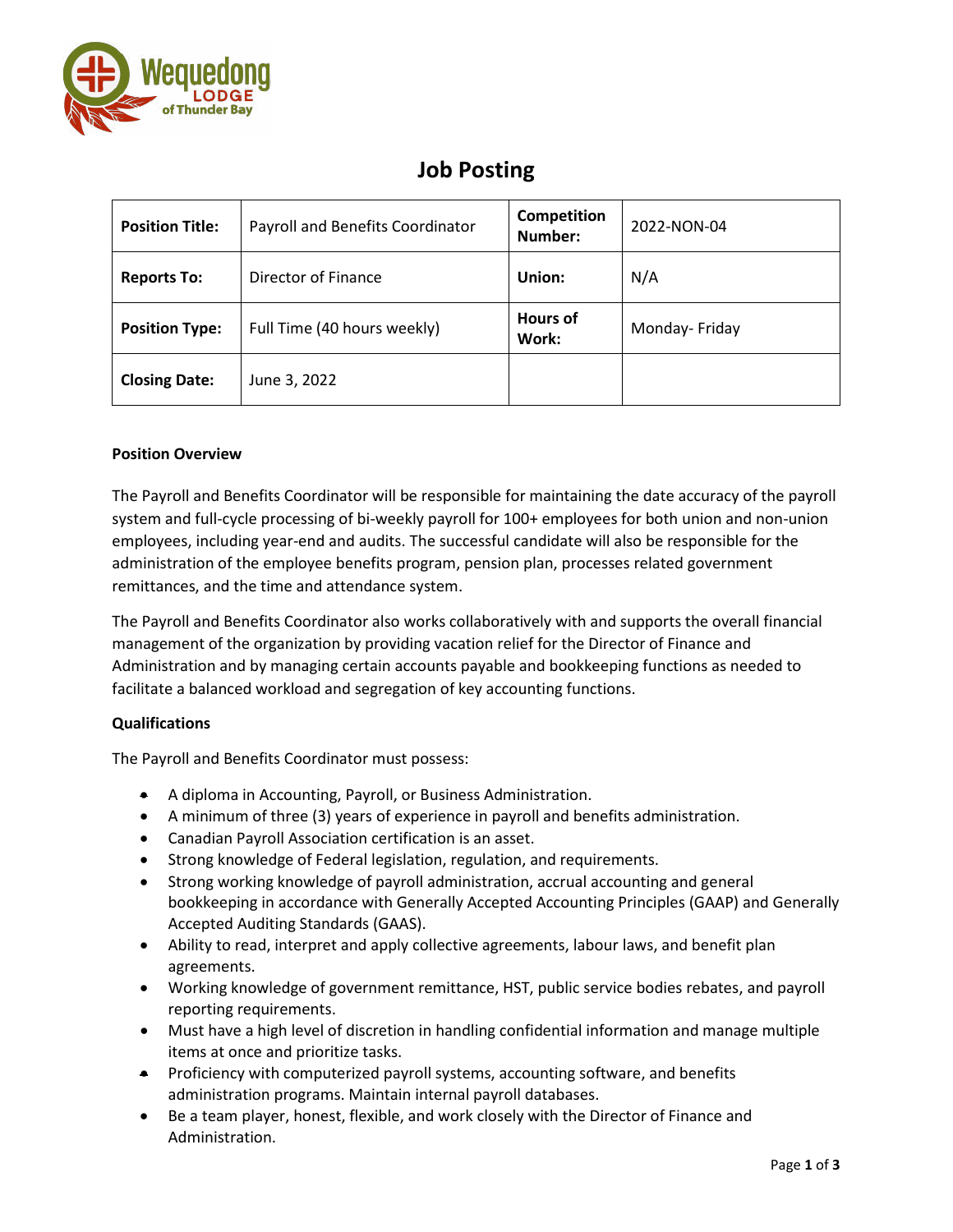# Job Posting

| Position Title: | Payroll and Benefits Coordinator | Competition Number: | 2022-NON-04 |
|---|---|---|---|
| Reports To: | Director of Finance | Union: | N/A |
| Position Type: | Full Time (40 hours weekly) | Hours of Work: | Monday- Friday |
| Closing Date: | June 3, 2022 | | |

**Position Overview**

The Payroll and Benefits Coordinator will be responsible for maintaining the date accuracy of the payroll system and full-cycle processing of bi-weekly payroll for 100+ employees for both union and non-union employees, including year-end and audits. The successful candidate will also be responsible for the administration of the employee benefits program, pension plan, processes related government remittances, and the time and attendance system.

The Payroll and Benefits Coordinator also works collaboratively with and supports the overall financial management of the organization by providing vacation relief for the Director of Finance and Administration and by managing certain accounts payable and bookkeeping functions as needed to facilitate a balanced workload and segregation of key accounting functions.

**Qualifications**

The Payroll and Benefits Coordinator must possess:

- A diploma in Accounting, Payroll, or Business Administration.
- A minimum of three (3) years of experience in payroll and benefits administration.
- Canadian Payroll Association certification is an asset.
- Strong knowledge of Federal legislation, regulation, and requirements.
- Strong working knowledge of payroll administration, accrual accounting and general bookkeeping in accordance with Generally Accepted Accounting Principles (GAAP) and Generally Accepted Auditing Standards (GAAS).
- Ability to read, interpret and apply collective agreements, labour laws, and benefit plan agreements.
- Working knowledge of government remittance, HST, public service bodies rebates, and payroll reporting requirements.
- Must have a high level of discretion in handling confidential information and manage multiple items at once and prioritize tasks.
- Proficiency with computerized payroll systems, accounting software, and benefits administration programs. Maintain internal payroll databases.
- Be a team player, honest, flexible, and work closely with the Director of Finance and Administration.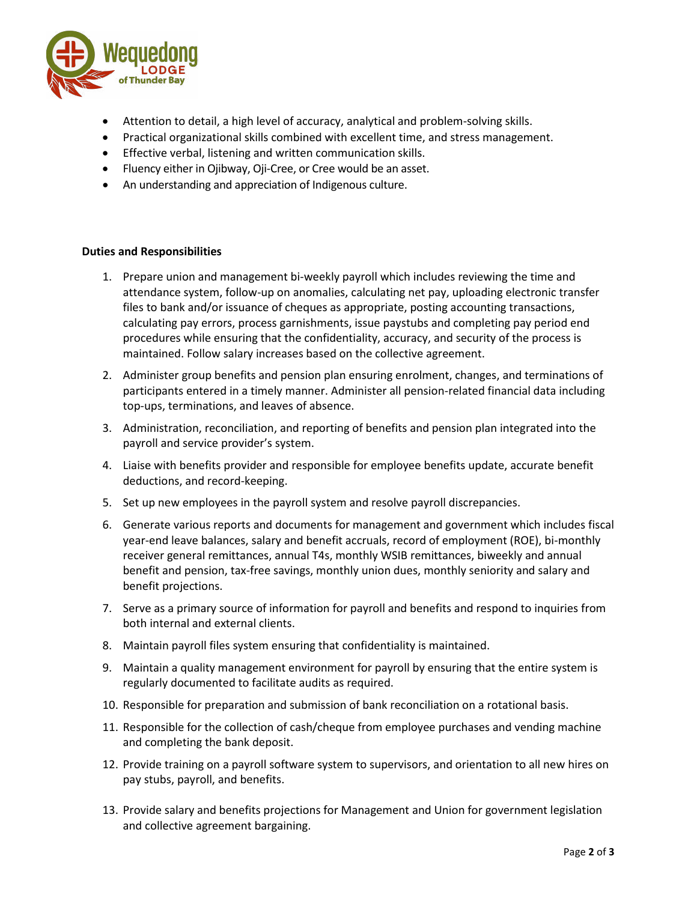- Attention to detail, a high level of accuracy, analytical and problem-solving skills.
- Practical organizational skills combined with excellent time, and stress management.
- Effective verbal, listening and written communication skills.
- Fluency either in Ojibway, Oji-Cree, or Cree would be an asset.
- An understanding and appreciation of Indigenous culture.

**Duties and Responsibilities**

1. Prepare union and management bi-weekly payroll which includes reviewing the time and attendance system, follow-up on anomalies, calculating net pay, uploading electronic transfer files to bank and/or issuance of cheques as appropriate, posting accounting transactions, calculating pay errors, process garnishments, issue paystubs and completing pay period end procedures while ensuring that the confidentiality, accuracy, and security of the process is maintained. Follow salary increases based on the collective agreement.
2. Administer group benefits and pension plan ensuring enrolment, changes, and terminations of participants entered in a timely manner. Administer all pension-related financial data including top-ups, terminations, and leaves of absence.
3. Administration, reconciliation, and reporting of benefits and pension plan integrated into the payroll and service provider's system.
4. Liaise with benefits provider and responsible for employee benefits update, accurate benefit deductions, and record-keeping.
5. Set up new employees in the payroll system and resolve payroll discrepancies.
6. Generate various reports and documents for management and government which includes fiscal year-end leave balances, salary and benefit accruals, record of employment (ROE), bi-monthly receiver general remittances, annual T4s, monthly WSIB remittances, biweekly and annual benefit and pension, tax-free savings, monthly union dues, monthly seniority and salary and benefit projections.
7. Serve as a primary source of information for payroll and benefits and respond to inquiries from both internal and external clients.
8. Maintain payroll files system ensuring that confidentiality is maintained.
9. Maintain a quality management environment for payroll by ensuring that the entire system is regularly documented to facilitate audits as required.
10. Responsible for preparation and submission of bank reconciliation on a rotational basis.
11. Responsible for the collection of cash/cheque from employee purchases and vending machine and completing the bank deposit.
12. Provide training on a payroll software system to supervisors, and orientation to all new hires on pay stubs, payroll, and benefits.
13. Provide salary and benefits projections for Management and Union for government legislation and collective agreement bargaining.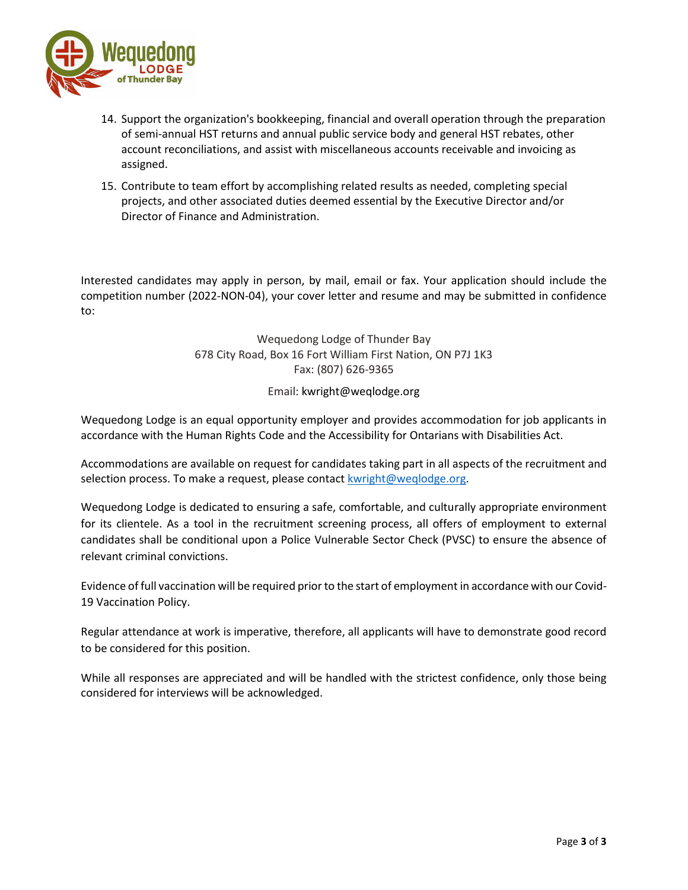14. Support the organization's bookkeeping, financial and overall operation through the preparation of semi-annual HST returns and annual public service body and general HST rebates, other account reconciliations, and assist with miscellaneous accounts receivable and invoicing as assigned.
15. Contribute to team effort by accomplishing related results as needed, completing special projects, and other associated duties deemed essential by the Executive Director and/or Director of Finance and Administration.

Interested candidates may apply in person, by mail, email or fax. Your application should include the competition number (2022-NON-04), your cover letter and resume and may be submitted in confidence to:

Wequedong Lodge of Thunder Bay
678 City Road, Box 16 Fort William First Nation, ON P7J 1K3
Fax: (807) 626-9365

Email: kwright@weqlodge.org

Wequedong Lodge is an equal opportunity employer and provides accommodation for job applicants in accordance with the Human Rights Code and the Accessibility for Ontarians with Disabilities Act.

Accommodations are available on request for candidates taking part in all aspects of the recruitment and selection process. To make a request, please contact kwright@weqlodge.org.

Wequedong Lodge is dedicated to ensuring a safe, comfortable, and culturally appropriate environment for its clientele. As a tool in the recruitment screening process, all offers of employment to external candidates shall be conditional upon a Police Vulnerable Sector Check (PVSC) to ensure the absence of relevant criminal convictions.

Evidence of full vaccination will be required prior to the start of employment in accordance with our Covid-19 Vaccination Policy.

Regular attendance at work is imperative, therefore, all applicants will have to demonstrate good record to be considered for this position.

While all responses are appreciated and will be handled with the strictest confidence, only those being considered for interviews will be acknowledged.